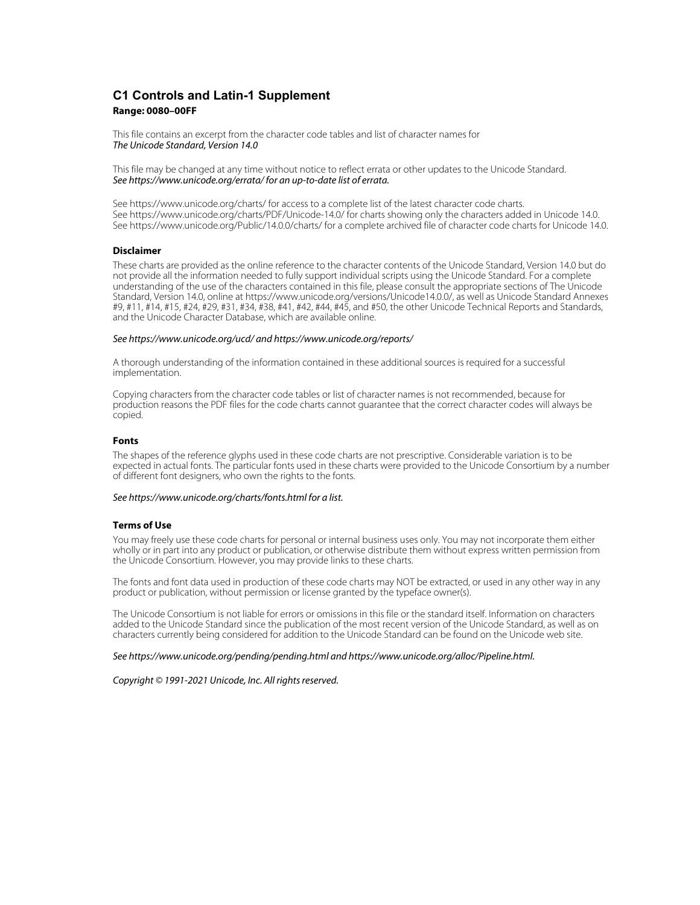# C1 Controls and Latin-1 Supplement

**Range: 0080–00FF**

This file contains an excerpt from the character code tables and list of character names for
*The Unicode Standard, Version 14.0*

This file may be changed at any time without notice to reflect errata or other updates to the Unicode Standard.
*See https://www.unicode.org/errata/ for an up-to-date list of errata.*

See https://www.unicode.org/charts/ for access to a complete list of the latest character code charts.
See https://www.unicode.org/charts/PDF/Unicode-14.0/ for charts showing only the characters added in Unicode 14.0.
See https://www.unicode.org/Public/14.0.0/charts/ for a complete archived file of character code charts for Unicode 14.0.

### Disclaimer

These charts are provided as the online reference to the character contents of the Unicode Standard, Version 14.0 but do not provide all the information needed to fully support individual scripts using the Unicode Standard. For a complete understanding of the use of the characters contained in this file, please consult the appropriate sections of The Unicode Standard, Version 14.0, online at https://www.unicode.org/versions/Unicode14.0.0/, as well as Unicode Standard Annexes #9, #11, #14, #15, #24, #29, #31, #34, #38, #41, #42, #44, #45, and #50, the other Unicode Technical Reports and Standards, and the Unicode Character Database, which are available online.

*See https://www.unicode.org/ucd/ and https://www.unicode.org/reports/*

A thorough understanding of the information contained in these additional sources is required for a successful implementation.

Copying characters from the character code tables or list of character names is not recommended, because for production reasons the PDF files for the code charts cannot guarantee that the correct character codes will always be copied.

### Fonts

The shapes of the reference glyphs used in these code charts are not prescriptive. Considerable variation is to be expected in actual fonts. The particular fonts used in these charts were provided to the Unicode Consortium by a number of different font designers, who own the rights to the fonts.

*See https://www.unicode.org/charts/fonts.html for a list.*

### Terms of Use

You may freely use these code charts for personal or internal business uses only. You may not incorporate them either wholly or in part into any product or publication, or otherwise distribute them without express written permission from the Unicode Consortium. However, you may provide links to these charts.

The fonts and font data used in production of these code charts may NOT be extracted, or used in any other way in any product or publication, without permission or license granted by the typeface owner(s).

The Unicode Consortium is not liable for errors or omissions in this file or the standard itself. Information on characters added to the Unicode Standard since the publication of the most recent version of the Unicode Standard, as well as on characters currently being considered for addition to the Unicode Standard can be found on the Unicode web site.

*See https://www.unicode.org/pending/pending.html and https://www.unicode.org/alloc/Pipeline.html.*

*Copyright © 1991-2021 Unicode, Inc. All rights reserved.*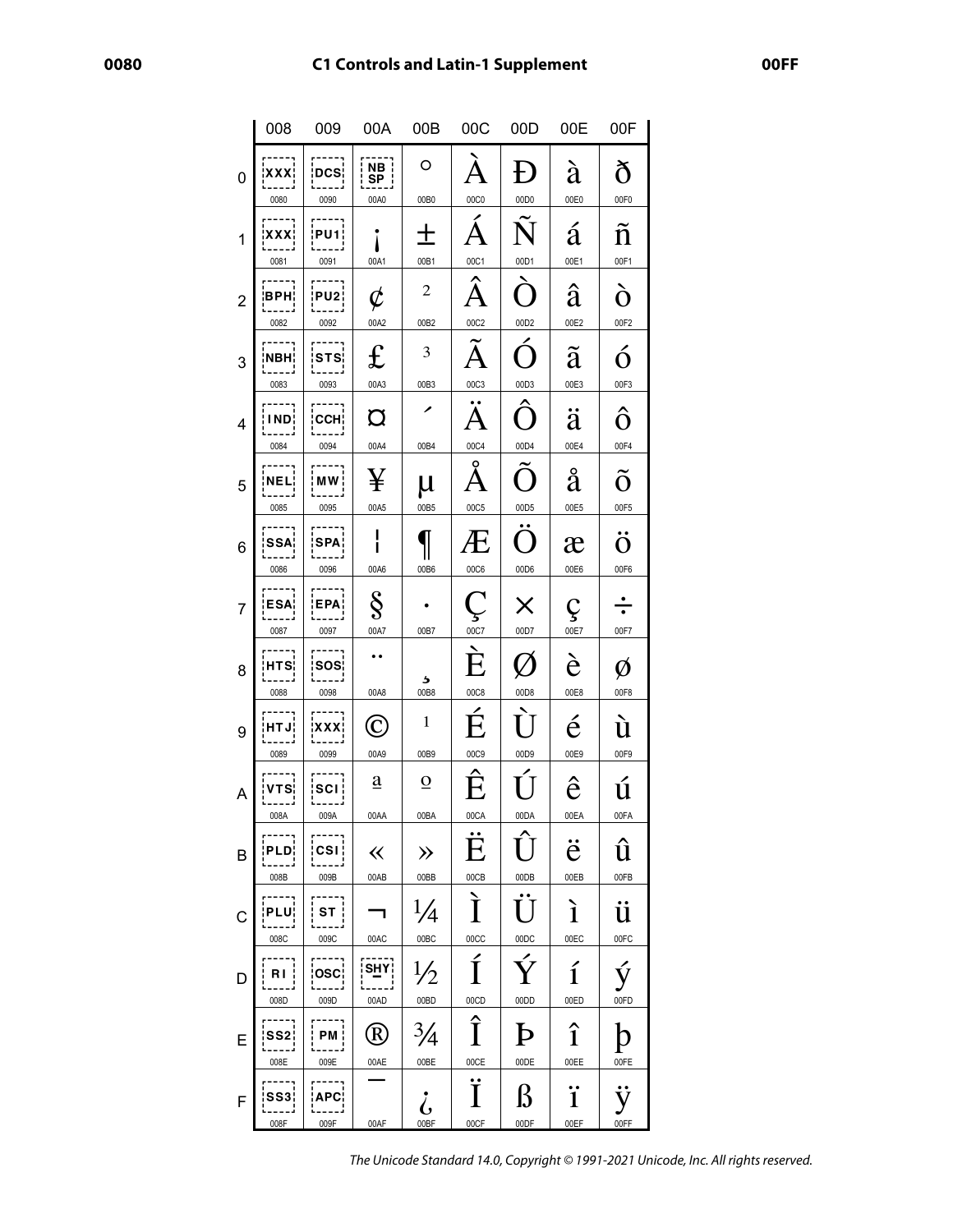# C1 Controls and Latin-1 Supplement

| | 008 | 009 | 00A | 00B | 00C | 00D | 00E | 00F |
|---|---|---|---|---|---|---|---|---|
| 0 | XXX 0080 | DCS 0090 | NB SP 00A0 | ° 00B0 | À 00C0 | Ð 00D0 | à 00E0 | ð 00F0 |
| 1 | XXX 0081 | PU1 0091 | ¡ 00A1 | ± 00B1 | Á 00C1 | Ñ 00D1 | á 00E1 | ñ 00F1 |
| 2 | BPH 0082 | PU2 0092 | ¢ 00A2 | ² 00B2 | Â 00C2 | Ò 00D2 | â 00E2 | ò 00F2 |
| 3 | NBH 0083 | STS 0093 | £ 00A3 | ³ 00B3 | Ã 00C3 | Ó 00D3 | ã 00E3 | ó 00F3 |
| 4 | IND 0084 | CCH 0094 | ¤ 00A4 | ´ 00B4 | Ä 00C4 | Ô 00D4 | ä 00E4 | ô 00F4 |
| 5 | NEL 0085 | MW 0095 | ¥ 00A5 | µ 00B5 | Å 00C5 | Õ 00D5 | å 00E5 | õ 00F5 |
| 6 | SSA 0086 | SPA 0096 | ¦ 00A6 | ¶ 00B6 | Æ 00C6 | Ö 00D6 | æ 00E6 | ö 00F6 |
| 7 | ESA 0087 | EPA 0097 | § 00A7 | · 00B7 | Ç 00C7 | × 00D7 | ç 00E7 | ÷ 00F7 |
| 8 | HTS 0088 | SOS 0098 | ¨ 00A8 | ¸ 00B8 | È 00C8 | Ø 00D8 | è 00E8 | ø 00F8 |
| 9 | HTJ 0089 | XXX 0099 | © 00A9 | ¹ 00B9 | É 00C9 | Ù 00D9 | é 00E9 | ù 00F9 |
| A | VTS 008A | SCI 009A | ª 00AA | º 00BA | Ê 00CA | Ú 00DA | ê 00EA | ú 00FA |
| B | PLD 008B | CSI 009B | « 00AB | » 00BB | Ë 00CB | Û 00DB | ë 00EB | û 00FB |
| C | PLU 008C | ST 009C | ¬ 00AC | ¼ 00BC | Ì 00CC | Ü 00DC | ì 00EC | ü 00FC |
| D | RI 008D | OSC 009D | SHY 00AD | ½ 00BD | Í 00CD | Ý 00DD | í 00ED | ý 00FD |
| E | SS2 008E | PM 009E | ® 00AE | ¾ 00BE | Î 00CE | Þ 00DE | î 00EE | þ 00FE |
| F | SS3 008F | APC 009F | ¯ 00AF | ¿ 00BF | Ï 00CF | ß 00DF | ï 00EF | ÿ 00FF |

*The Unicode Standard 14.0, Copyright © 1991-2021 Unicode, Inc. All rights reserved.*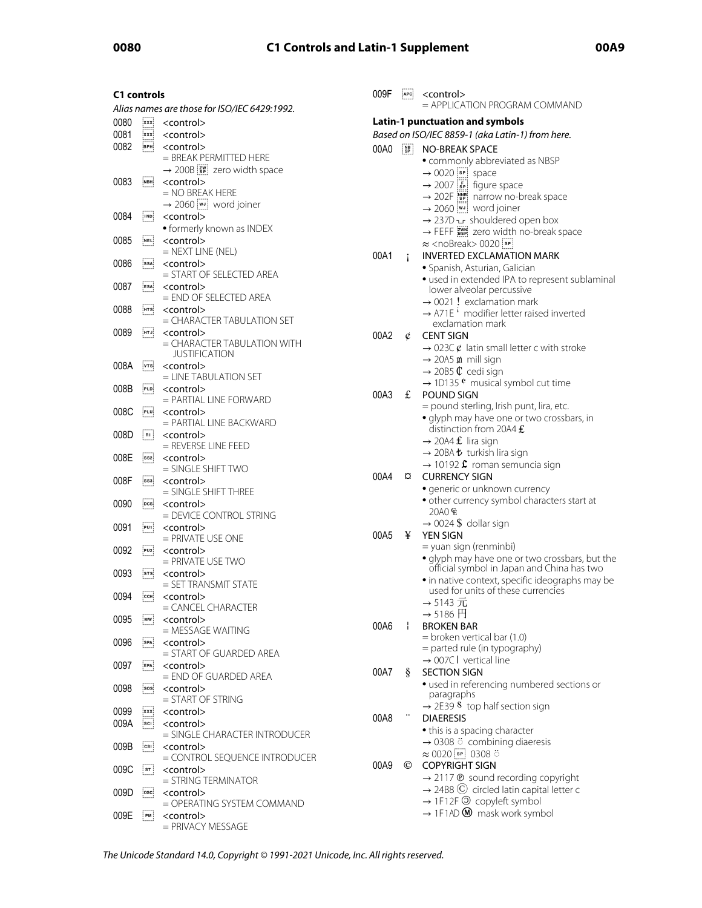## C1 controls

*Alias names are those for ISO/IEC 6429:1992.*

0080 XXX <control>

0081 XXX <control>

0082 BPH <control>
= BREAK PERMITTED HERE
→ 200B ZWSP zero width space

0083 NBH <control>
= NO BREAK HERE
→ 2060 WJ word joiner

0084 IND <control>
• formerly known as INDEX

0085 NEL <control>
= NEXT LINE (NEL)

0086 SSA <control>
= START OF SELECTED AREA

0087 ESA <control>
= END OF SELECTED AREA

0088 HTS <control>
= CHARACTER TABULATION SET

0089 HTJ <control>
= CHARACTER TABULATION WITH JUSTIFICATION

008A VTS <control>
= LINE TABULATION SET

008B PLD <control>
= PARTIAL LINE FORWARD

008C PLU <control>
= PARTIAL LINE BACKWARD

008D RI <control>
= REVERSE LINE FEED

008E SS2 <control>
= SINGLE SHIFT TWO

008F SS3 <control>
= SINGLE SHIFT THREE

0090 DCS <control>
= DEVICE CONTROL STRING

0091 PU1 <control>
= PRIVATE USE ONE

0092 PU2 <control>
= PRIVATE USE TWO

0093 STS <control>
= SET TRANSMIT STATE

0094 CCH <control>
= CANCEL CHARACTER

0095 MW <control>
= MESSAGE WAITING

0096 SPA <control>
= START OF GUARDED AREA

0097 EPA <control>
= END OF GUARDED AREA

0098 SOS <control>
= START OF STRING

0099 XXX <control>

009A SCI <control>
= SINGLE CHARACTER INTRODUCER

009B CSI <control>
= CONTROL SEQUENCE INTRODUCER

009C ST <control>
= STRING TERMINATOR

009D OSC <control>
= OPERATING SYSTEM COMMAND

009E PM <control>
= PRIVACY MESSAGE

009F APC <control>
= APPLICATION PROGRAM COMMAND

## Latin-1 punctuation and symbols

*Based on ISO/IEC 8859-1 (aka Latin-1) from here.*

00A0 NBSP NO-BREAK SPACE
• commonly abbreviated as NBSP
→ 0020 SP space
→ 2007 FSP figure space
→ 202F NNBSP narrow no-break space
→ 2060 WJ word joiner
→ 237D ⍽ shouldered open box
→ FEFF ZWNBSP zero width no-break space
≈ <noBreak> 0020 SP

00A1 ¡ INVERTED EXCLAMATION MARK
• Spanish, Asturian, Galician
• used in extended IPA to represent sublaminal lower alveolar percussive
→ 0021 ! exclamation mark
→ A71E ꜞ modifier letter raised inverted exclamation mark

00A2 ¢ CENT SIGN
→ 023C ȼ latin small letter c with stroke
→ 20A5 ₥ mill sign
→ 20B5 ₵ cedi sign
→ 1D135 𝄵 musical symbol cut time

00A3 £ POUND SIGN
= pound sterling, Irish punt, lira, etc.
• glyph may have one or two crossbars, in distinction from 20A4 ₤
→ 20A4 ₤ lira sign
→ 20BA ₺ turkish lira sign
→ 10192 𐆒 roman semuncia sign

00A4 ¤ CURRENCY SIGN
• generic or unknown currency
• other currency symbol characters start at 20A0 ₠
→ 0024 $ dollar sign

00A5 ¥ YEN SIGN
= yuan sign (renminbi)
• glyph may have one or two crossbars, but the official symbol in Japan and China has two
• in native context, specific ideographs may be used for units of these currencies
→ 5143 元
→ 5186 円

00A6 ¦ BROKEN BAR
= broken vertical bar (1.0)
= parted rule (in typography)
→ 007C | vertical line

00A7 § SECTION SIGN
• used in referencing numbered sections or paragraphs
→ 2E39 ⸹ top half section sign

00A8 ¨ DIAERESIS
• this is a spacing character
→ 0308 ◌̈ combining diaeresis
≈ 0020 SP 0308 ◌̈

00A9 © COPYRIGHT SIGN
→ 2117 ℗ sound recording copyright
→ 24B8 Ⓒ circled latin capital letter c
→ 1F12F 🄯 copyleft symbol
→ 1F1AD 🆭 mask work symbol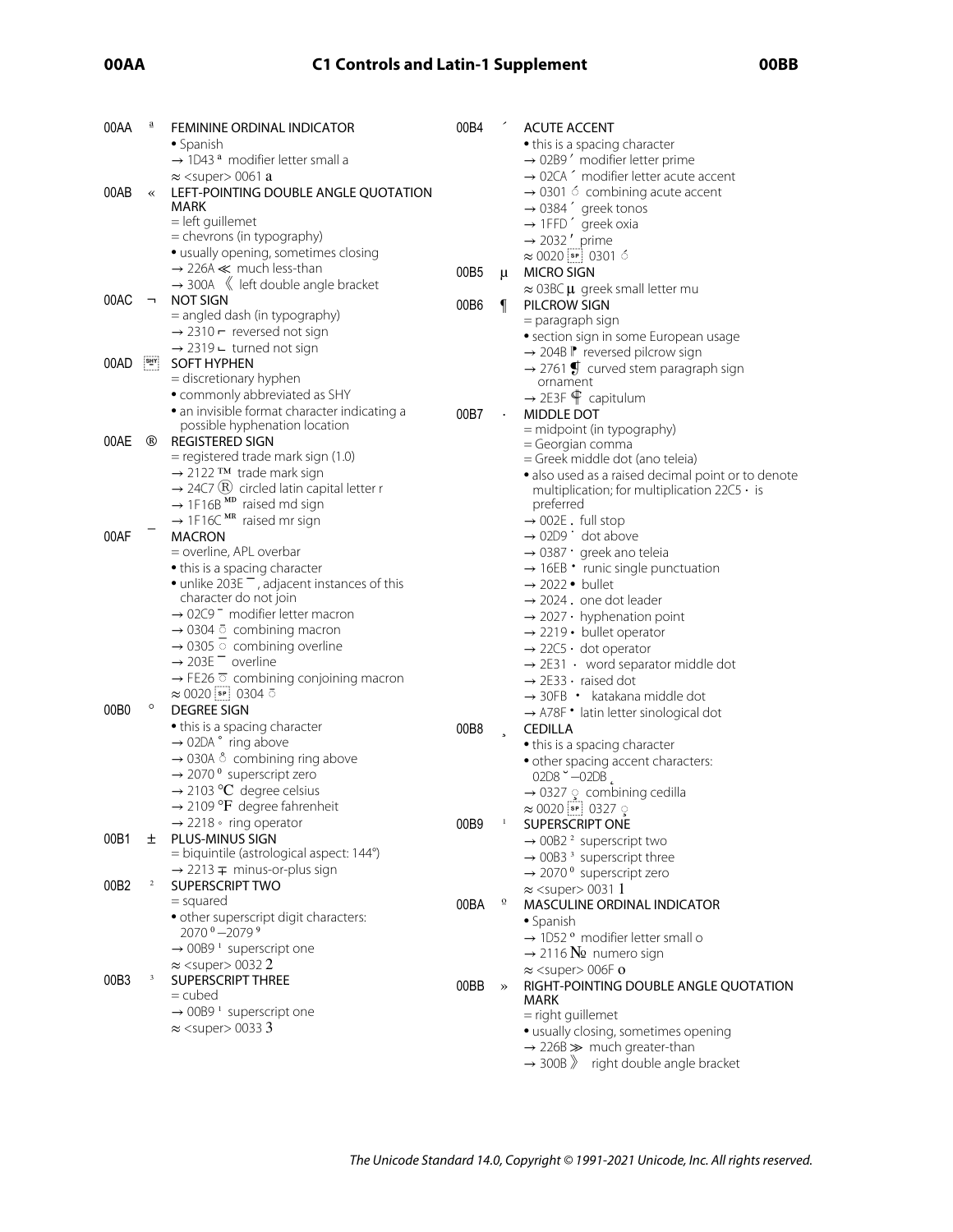00AA ª FEMININE ORDINAL INDICATOR
- • Spanish
- → 1D43 ᵃ modifier letter small a
- ≈ <super> 0061 a

00AB « LEFT-POINTING DOUBLE ANGLE QUOTATION MARK
- = left guillemet
- = chevrons (in typography)
- • usually opening, sometimes closing
- → 226A ≪ much less-than
- → 300A 《 left double angle bracket

00AC ¬ NOT SIGN
- = angled dash (in typography)
- → 2310 ⌐ reversed not sign
- → 2319 ⌙ turned not sign

00AD SHY SOFT HYPHEN
- = discretionary hyphen
- • commonly abbreviated as SHY
- • an invisible format character indicating a possible hyphenation location

00AE ® REGISTERED SIGN
- = registered trade mark sign (1.0)
- → 2122 ™ trade mark sign
- → 24C7 Ⓡ circled latin capital letter r
- → 1F16B 🅫 raised md sign
- → 1F16C 🅬 raised mr sign

00AF ¯ MACRON
- = overline, APL overbar
- • this is a spacing character
- • unlike 203E ‾, adjacent instances of this character do not join
- → 02C9 ˉ modifier letter macron
- → 0304 ◌̄ combining macron
- → 0305 ◌̅ combining overline
- → 203E ‾ overline
- → FE26 ◌︦ combining conjoining macron
- ≈ 0020 SP 0304 ◌̄

00B0 ° DEGREE SIGN
- • this is a spacing character
- → 02DA ˚ ring above
- → 030A ◌̊ combining ring above
- → 2070 ⁰ superscript zero
- → 2103 ℃ degree celsius
- → 2109 ℉ degree fahrenheit
- → 2218 ∘ ring operator

00B1 ± PLUS-MINUS SIGN
- = biquintile (astrological aspect: 144°)
- → 2213 ∓ minus-or-plus sign

00B2 ² SUPERSCRIPT TWO
- = squared
- • other superscript digit characters: 2070 ⁰ –2079 ⁹
- → 00B9 ¹ superscript one
- ≈ <super> 0032 2

00B3 ³ SUPERSCRIPT THREE
- = cubed
- → 00B9 ¹ superscript one
- ≈ <super> 0033 3

00B4 ´ ACUTE ACCENT
- • this is a spacing character
- → 02B9 ʹ modifier letter prime
- → 02CA ˊ modifier letter acute accent
- → 0301 ◌́ combining acute accent
- → 0384 ΄ greek tonos
- → 1FFD ´ greek oxia
- → 2032 ′ prime
- ≈ 0020 SP 0301 ◌́

00B5 µ MICRO SIGN
- ≈ 03BC μ greek small letter mu

00B6 ¶ PILCROW SIGN
- = paragraph sign
- • section sign in some European usage
- → 204B ⁋ reversed pilcrow sign
- → 2761 ❡ curved stem paragraph sign ornament
- → 2E3F ⸿ capitulum

00B7 · MIDDLE DOT
- = midpoint (in typography)
- = Georgian comma
- = Greek middle dot (ano teleia)
- • also used as a raised decimal point or to denote multiplication; for multiplication 22C5 ⋅ is preferred
- → 002E . full stop
- → 02D9 ˙ dot above
- → 0387 · greek ano teleia
- → 16EB ᛫ runic single punctuation
- → 2022 • bullet
- → 2024 ․ one dot leader
- → 2027 ‧ hyphenation point
- → 2219 ∙ bullet operator
- → 22C5 ⋅ dot operator
- → 2E31 ⸱ word separator middle dot
- → 2E33 ⸳ raised dot
- → 30FB ・ katakana middle dot
- → A78F ꞏ latin letter sinological dot

00B8 ¸ CEDILLA
- • this is a spacing character
- • other spacing accent characters: 02D8 ˘ –02DB ˛
- → 0327 ◌̧ combining cedilla
- ≈ 0020 SP 0327 ◌̧

00B9 ¹ SUPERSCRIPT ONE
- → 00B2 ² superscript two
- → 00B3 ³ superscript three
- → 2070 ⁰ superscript zero
- ≈ <super> 0031 1

00BA º MASCULINE ORDINAL INDICATOR
- • Spanish
- → 1D52 ᵒ modifier letter small o
- → 2116 № numero sign
- ≈ <super> 006F o

00BB » RIGHT-POINTING DOUBLE ANGLE QUOTATION MARK
- = right guillemet
- • usually closing, sometimes opening
- → 226B ≫ much greater-than
- → 300B 》 right double angle bracket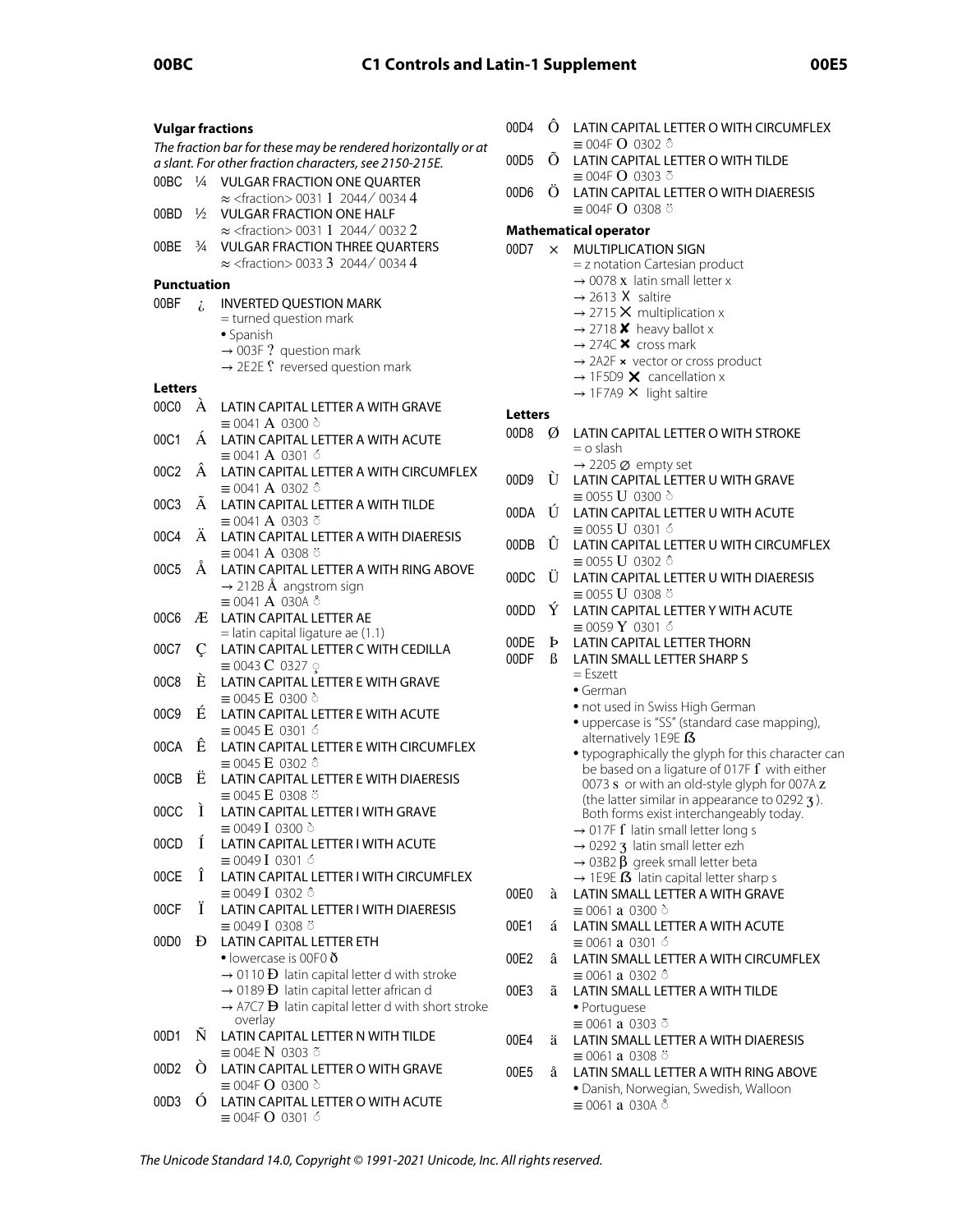### Vulgar fractions

*The fraction bar for these may be rendered horizontally or at a slant. For other fraction characters, see 2150-215E.*

00BC ¼ VULGAR FRACTION ONE QUARTER
≈ <fraction> 0031 1 2044 ⁄ 0034 4

00BD ½ VULGAR FRACTION ONE HALF
≈ <fraction> 0031 1 2044 ⁄ 0032 2

00BE ¾ VULGAR FRACTION THREE QUARTERS
≈ <fraction> 0033 3 2044 ⁄ 0034 4

### Punctuation

00BF ¿ INVERTED QUESTION MARK
= turned question mark
• Spanish
→ 003F ? question mark
→ 2E2E ⸮ reversed question mark

### Letters

00C0 À LATIN CAPITAL LETTER A WITH GRAVE
≡ 0041 A 0300 ̀

00C1 Á LATIN CAPITAL LETTER A WITH ACUTE
≡ 0041 A 0301 ́

00C2 Â LATIN CAPITAL LETTER A WITH CIRCUMFLEX
≡ 0041 A 0302 ̂

00C3 Ã LATIN CAPITAL LETTER A WITH TILDE
≡ 0041 A 0303 ̃

00C4 Ä LATIN CAPITAL LETTER A WITH DIAERESIS
≡ 0041 A 0308 ̈

00C5 Å LATIN CAPITAL LETTER A WITH RING ABOVE
→ 212B Å angstrom sign
≡ 0041 A 030A ̊

00C6 Æ LATIN CAPITAL LETTER AE
= latin capital ligature ae (1.1)

00C7 Ç LATIN CAPITAL LETTER C WITH CEDILLA
≡ 0043 C 0327 ̧

00C8 È LATIN CAPITAL LETTER E WITH GRAVE
≡ 0045 E 0300 ̀

00C9 É LATIN CAPITAL LETTER E WITH ACUTE
≡ 0045 E 0301 ́

00CA Ê LATIN CAPITAL LETTER E WITH CIRCUMFLEX
≡ 0045 E 0302 ̂

00CB Ë LATIN CAPITAL LETTER E WITH DIAERESIS
≡ 0045 E 0308 ̈

00CC Ì LATIN CAPITAL LETTER I WITH GRAVE
≡ 0049 I 0300 ̀

00CD Í LATIN CAPITAL LETTER I WITH ACUTE
≡ 0049 I 0301 ́

00CE Î LATIN CAPITAL LETTER I WITH CIRCUMFLEX
≡ 0049 I 0302 ̂

00CF Ï LATIN CAPITAL LETTER I WITH DIAERESIS
≡ 0049 I 0308 ̈

00D0 Ð LATIN CAPITAL LETTER ETH
• lowercase is 00F0 ð
→ 0110 Đ latin capital letter d with stroke
→ 0189 Ɖ latin capital letter african d
→ A7C7 Ꟈ latin capital letter d with short stroke overlay

00D1 Ñ LATIN CAPITAL LETTER N WITH TILDE
≡ 004E N 0303 ̃

00D2 Ò LATIN CAPITAL LETTER O WITH GRAVE
≡ 004F O 0300 ̀

00D3 Ó LATIN CAPITAL LETTER O WITH ACUTE
≡ 004F O 0301 ́

00D4 Ô LATIN CAPITAL LETTER O WITH CIRCUMFLEX
≡ 004F O 0302 ̂

00D5 Õ LATIN CAPITAL LETTER O WITH TILDE
≡ 004F O 0303 ̃

00D6 Ö LATIN CAPITAL LETTER O WITH DIAERESIS
≡ 004F O 0308 ̈

### Mathematical operator

00D7 × MULTIPLICATION SIGN
= z notation Cartesian product
→ 0078 x latin small letter x
→ 2613 ☓ saltire
→ 2715 ✕ multiplication x
→ 2718 ✘ heavy ballot x
→ 274C ❌ cross mark
→ 2A2F ⨯ vector or cross product
→ 1F5D9 🗙 cancellation x
→ 1F7A9 🞩 light saltire

### Letters

00D8 Ø LATIN CAPITAL LETTER O WITH STROKE
= o slash
→ 2205 ∅ empty set

00D9 Ù LATIN CAPITAL LETTER U WITH GRAVE
≡ 0055 U 0300 ̀

00DA Ú LATIN CAPITAL LETTER U WITH ACUTE
≡ 0055 U 0301 ́

00DB Û LATIN CAPITAL LETTER U WITH CIRCUMFLEX
≡ 0055 U 0302 ̂

00DC Ü LATIN CAPITAL LETTER U WITH DIAERESIS
≡ 0055 U 0308 ̈

00DD Ý LATIN CAPITAL LETTER Y WITH ACUTE
≡ 0059 Y 0301 ́

00DE Þ LATIN CAPITAL LETTER THORN

00DF ß LATIN SMALL LETTER SHARP S
= Eszett
• German
• not used in Swiss High German
• uppercase is "SS" (standard case mapping), alternatively 1E9E ẞ
• typographically the glyph for this character can be based on a ligature of 017F ſ with either 0073 s or with an old-style glyph for 007A z (the latter similar in appearance to 0292 ʒ). Both forms exist interchangeably today.
→ 017F ſ latin small letter long s
→ 0292 ʒ latin small letter ezh
→ 03B2 β greek small letter beta
→ 1E9E ẞ latin capital letter sharp s

00E0 à LATIN SMALL LETTER A WITH GRAVE
≡ 0061 a 0300 ̀

00E1 á LATIN SMALL LETTER A WITH ACUTE
≡ 0061 a 0301 ́

00E2 â LATIN SMALL LETTER A WITH CIRCUMFLEX
≡ 0061 a 0302 ̂

00E3 ã LATIN SMALL LETTER A WITH TILDE
• Portuguese
≡ 0061 a 0303 ̃

00E4 ä LATIN SMALL LETTER A WITH DIAERESIS
≡ 0061 a 0308 ̈

00E5 å LATIN SMALL LETTER A WITH RING ABOVE
• Danish, Norwegian, Swedish, Walloon
≡ 0061 a 030A ̊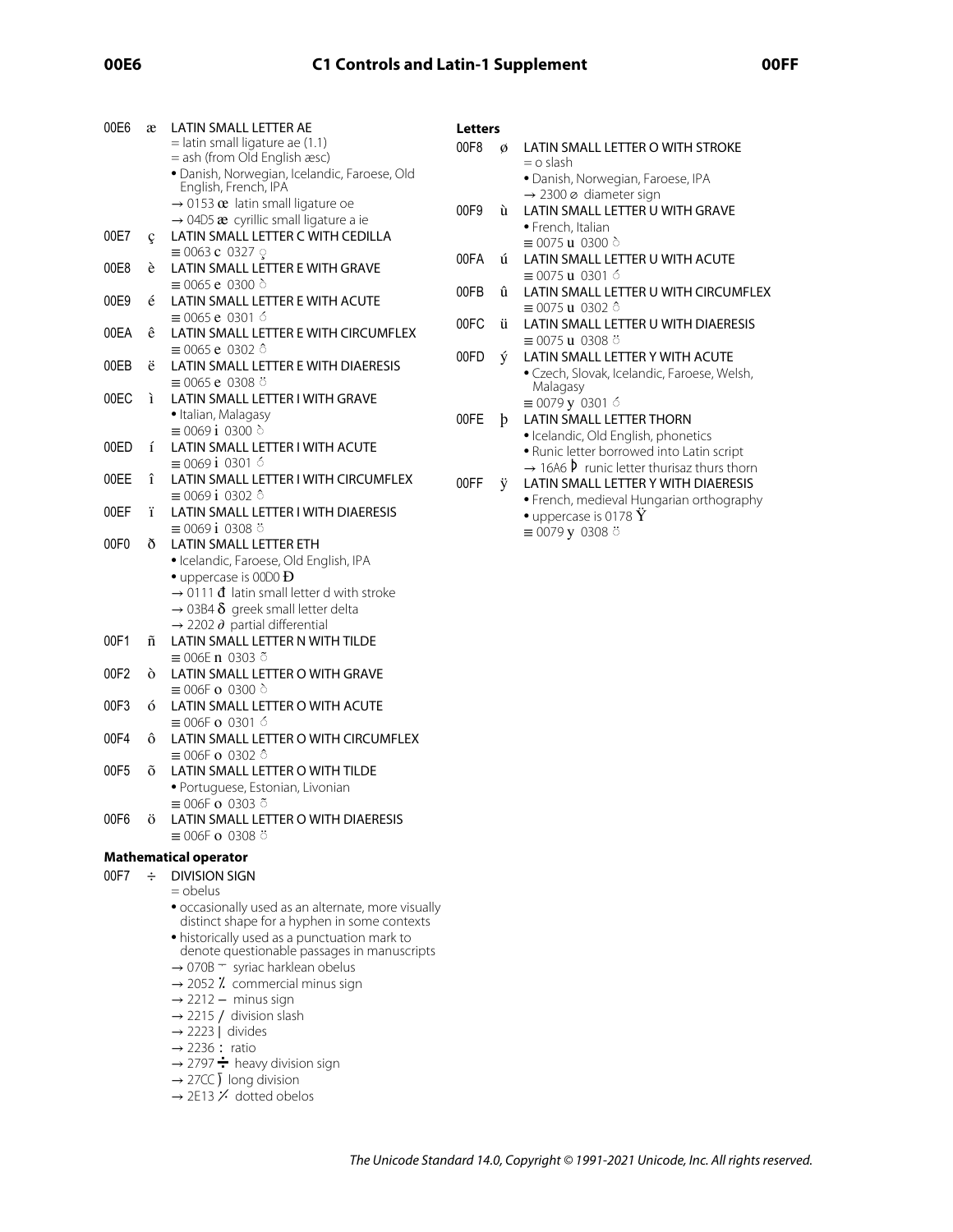00E6 æ LATIN SMALL LETTER AE
= latin small ligature ae (1.1)
= ash (from Old English æsc)
• Danish, Norwegian, Icelandic, Faroese, Old English, French, IPA
→ 0153 œ latin small ligature oe
→ 04D5 ӕ cyrillic small ligature a ie

00E7 ç LATIN SMALL LETTER C WITH CEDILLA
≡ 0063 c 0327 ̧

00E8 è LATIN SMALL LETTER E WITH GRAVE
≡ 0065 e 0300 ̀

00E9 é LATIN SMALL LETTER E WITH ACUTE
≡ 0065 e 0301 ́

00EA ê LATIN SMALL LETTER E WITH CIRCUMFLEX
≡ 0065 e 0302 ̂

00EB ë LATIN SMALL LETTER E WITH DIAERESIS
≡ 0065 e 0308 ̈

00EC ì LATIN SMALL LETTER I WITH GRAVE
• Italian, Malagasy
≡ 0069 i 0300 ̀

00ED í LATIN SMALL LETTER I WITH ACUTE
≡ 0069 i 0301 ́

00EE î LATIN SMALL LETTER I WITH CIRCUMFLEX
≡ 0069 i 0302 ̂

00EF ï LATIN SMALL LETTER I WITH DIAERESIS
≡ 0069 i 0308 ̈

00F0 ð LATIN SMALL LETTER ETH
• Icelandic, Faroese, Old English, IPA
• uppercase is 00D0 Ð
→ 0111 đ latin small letter d with stroke
→ 03B4 δ greek small letter delta
→ 2202 ∂ partial differential

00F1 ñ LATIN SMALL LETTER N WITH TILDE
≡ 006E n 0303 ̃

00F2 ò LATIN SMALL LETTER O WITH GRAVE
≡ 006F o 0300 ̀

00F3 ó LATIN SMALL LETTER O WITH ACUTE
≡ 006F o 0301 ́

00F4 ô LATIN SMALL LETTER O WITH CIRCUMFLEX
≡ 006F o 0302 ̂

00F5 õ LATIN SMALL LETTER O WITH TILDE
• Portuguese, Estonian, Livonian
≡ 006F o 0303 ̃

00F6 ö LATIN SMALL LETTER O WITH DIAERESIS
≡ 006F o 0308 ̈

**Mathematical operator**

00F7 ÷ DIVISION SIGN
= obelus
• occasionally used as an alternate, more visually distinct shape for a hyphen in some contexts
• historically used as a punctuation mark to denote questionable passages in manuscripts
→ 070B ܋ syriac harklean obelus
→ 2052 ⁒ commercial minus sign
→ 2212 − minus sign
→ 2215 ∕ division slash
→ 2223 ∣ divides
→ 2236 ∶ ratio
→ 2797 ➗ heavy division sign
→ 27CC ⟌ long division
→ 2E13 ⸓ dotted obelos

**Letters**

00F8 ø LATIN SMALL LETTER O WITH STROKE
= o slash
• Danish, Norwegian, Faroese, IPA
→ 2300 ⌀ diameter sign

00F9 ù LATIN SMALL LETTER U WITH GRAVE
• French, Italian
≡ 0075 u 0300 ̀

00FA ú LATIN SMALL LETTER U WITH ACUTE
≡ 0075 u 0301 ́

00FB û LATIN SMALL LETTER U WITH CIRCUMFLEX
≡ 0075 u 0302 ̂

00FC ü LATIN SMALL LETTER U WITH DIAERESIS
≡ 0075 u 0308 ̈

00FD ý LATIN SMALL LETTER Y WITH ACUTE
• Czech, Slovak, Icelandic, Faroese, Welsh, Malagasy
≡ 0079 y 0301 ́

00FE þ LATIN SMALL LETTER THORN
• Icelandic, Old English, phonetics
• Runic letter borrowed into Latin script
→ 16A6 ᚦ runic letter thurisaz thurs thorn

00FF ÿ LATIN SMALL LETTER Y WITH DIAERESIS
• French, medieval Hungarian orthography
• uppercase is 0178 Ÿ
≡ 0079 y 0308 ̈